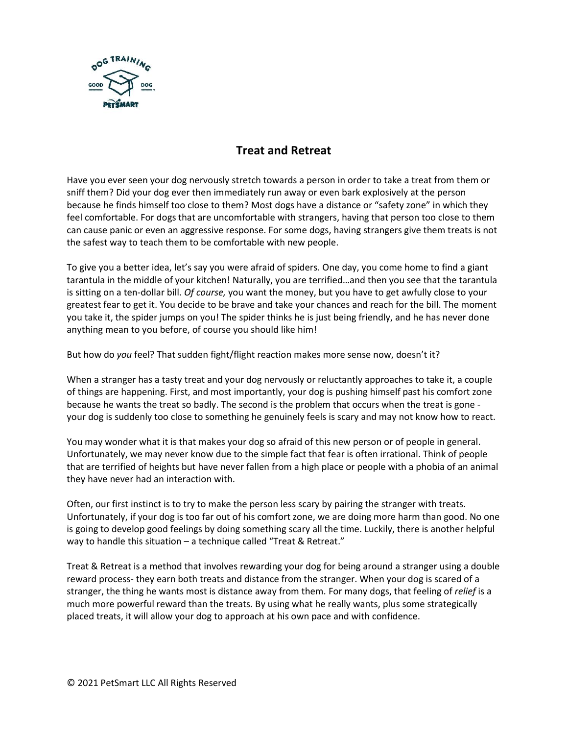# Treat and Retreat

Have you ever seen your dog nervously stretch towards a person in order to take a treat from them or sniff them? Did your dog ever then immediately run away or even bark explosively at the person because he finds himself too close to them? Most dogs have a distance or "safety zone" in which they feel comfortable. For dogs that are uncomfortable with strangers, having that person too close to them can cause panic or even an aggressive response. For some dogs, having strangers give them treats is not the safest way to teach them to be comfortable with new people.

To give you a better idea, let's say you were afraid of spiders. One day, you come home to find a giant tarantula in the middle of your kitchen! Naturally, you are terrified…and then you see that the tarantula is sitting on a ten-dollar bill. *Of course,* you want the money, but you have to get awfully close to your greatest fear to get it. You decide to be brave and take your chances and reach for the bill. The moment you take it, the spider jumps on you! The spider thinks he is just being friendly, and he has never done anything mean to you before, of course you should like him!

But how do *you* feel? That sudden fight/flight reaction makes more sense now, doesn't it?

When a stranger has a tasty treat and your dog nervously or reluctantly approaches to take it, a couple of things are happening. First, and most importantly, your dog is pushing himself past his comfort zone because he wants the treat so badly. The second is the problem that occurs when the treat is gone - your dog is suddenly too close to something he genuinely feels is scary and may not know how to react.

You may wonder what it is that makes your dog so afraid of this new person or of people in general. Unfortunately, we may never know due to the simple fact that fear is often irrational. Think of people that are terrified of heights but have never fallen from a high place or people with a phobia of an animal they have never had an interaction with.

Often, our first instinct is to try to make the person less scary by pairing the stranger with treats. Unfortunately, if your dog is too far out of his comfort zone, we are doing more harm than good. No one is going to develop good feelings by doing something scary all the time. Luckily, there is another helpful way to handle this situation – a technique called "Treat & Retreat."

Treat & Retreat is a method that involves rewarding your dog for being around a stranger using a double reward process- they earn both treats and distance from the stranger. When your dog is scared of a stranger, the thing he wants most is distance away from them. For many dogs, that feeling of *relief* is a much more powerful reward than the treats. By using what he really wants, plus some strategically placed treats, it will allow your dog to approach at his own pace and with confidence.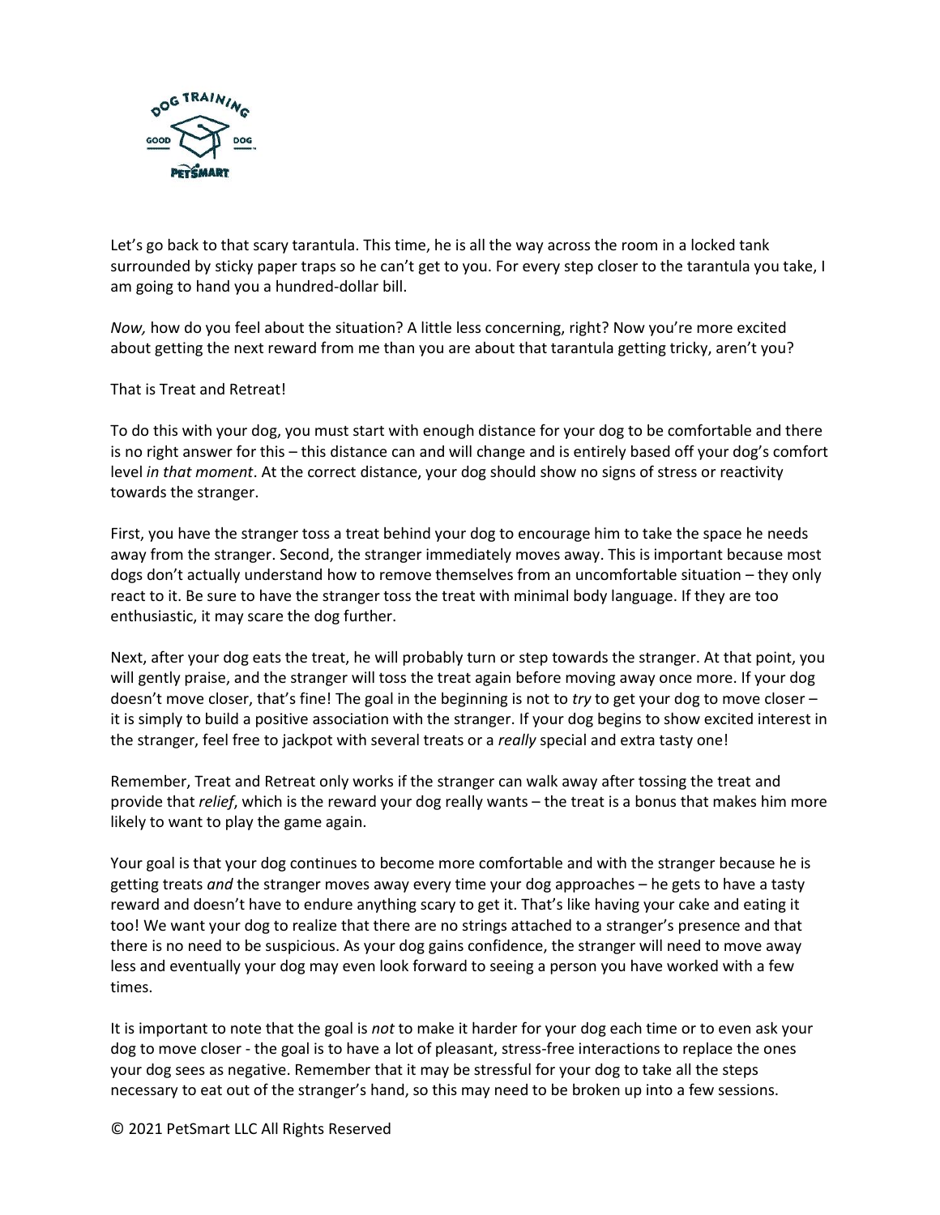Let's go back to that scary tarantula. This time, he is all the way across the room in a locked tank surrounded by sticky paper traps so he can't get to you. For every step closer to the tarantula you take, I am going to hand you a hundred-dollar bill.

*Now,* how do you feel about the situation? A little less concerning, right? Now you're more excited about getting the next reward from me than you are about that tarantula getting tricky, aren't you?

That is Treat and Retreat!

To do this with your dog, you must start with enough distance for your dog to be comfortable and there is no right answer for this – this distance can and will change and is entirely based off your dog's comfort level *in that moment*. At the correct distance, your dog should show no signs of stress or reactivity towards the stranger.

First, you have the stranger toss a treat behind your dog to encourage him to take the space he needs away from the stranger. Second, the stranger immediately moves away. This is important because most dogs don't actually understand how to remove themselves from an uncomfortable situation – they only react to it. Be sure to have the stranger toss the treat with minimal body language. If they are too enthusiastic, it may scare the dog further.

Next, after your dog eats the treat, he will probably turn or step towards the stranger. At that point, you will gently praise, and the stranger will toss the treat again before moving away once more. If your dog doesn't move closer, that's fine! The goal in the beginning is not to *try* to get your dog to move closer – it is simply to build a positive association with the stranger. If your dog begins to show excited interest in the stranger, feel free to jackpot with several treats or a *really* special and extra tasty one!

Remember, Treat and Retreat only works if the stranger can walk away after tossing the treat and provide that *relief*, which is the reward your dog really wants – the treat is a bonus that makes him more likely to want to play the game again.

Your goal is that your dog continues to become more comfortable and with the stranger because he is getting treats *and* the stranger moves away every time your dog approaches – he gets to have a tasty reward and doesn't have to endure anything scary to get it. That's like having your cake and eating it too! We want your dog to realize that there are no strings attached to a stranger's presence and that there is no need to be suspicious. As your dog gains confidence, the stranger will need to move away less and eventually your dog may even look forward to seeing a person you have worked with a few times.

It is important to note that the goal is *not* to make it harder for your dog each time or to even ask your dog to move closer - the goal is to have a lot of pleasant, stress-free interactions to replace the ones your dog sees as negative. Remember that it may be stressful for your dog to take all the steps necessary to eat out of the stranger's hand, so this may need to be broken up into a few sessions.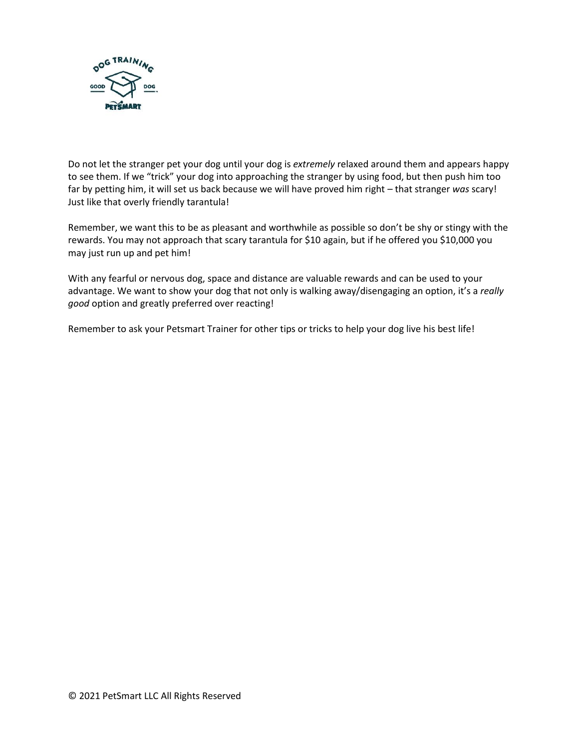Do not let the stranger pet your dog until your dog is *extremely* relaxed around them and appears happy to see them. If we "trick" your dog into approaching the stranger by using food, but then push him too far by petting him, it will set us back because we will have proved him right – that stranger *was* scary! Just like that overly friendly tarantula!

Remember, we want this to be as pleasant and worthwhile as possible so don't be shy or stingy with the rewards. You may not approach that scary tarantula for $10 again, but if he offered you $10,000 you may just run up and pet him!

With any fearful or nervous dog, space and distance are valuable rewards and can be used to your advantage. We want to show your dog that not only is walking away/disengaging an option, it's a *really good* option and greatly preferred over reacting!

Remember to ask your Petsmart Trainer for other tips or tricks to help your dog live his best life!

© 2021 PetSmart LLC All Rights Reserved